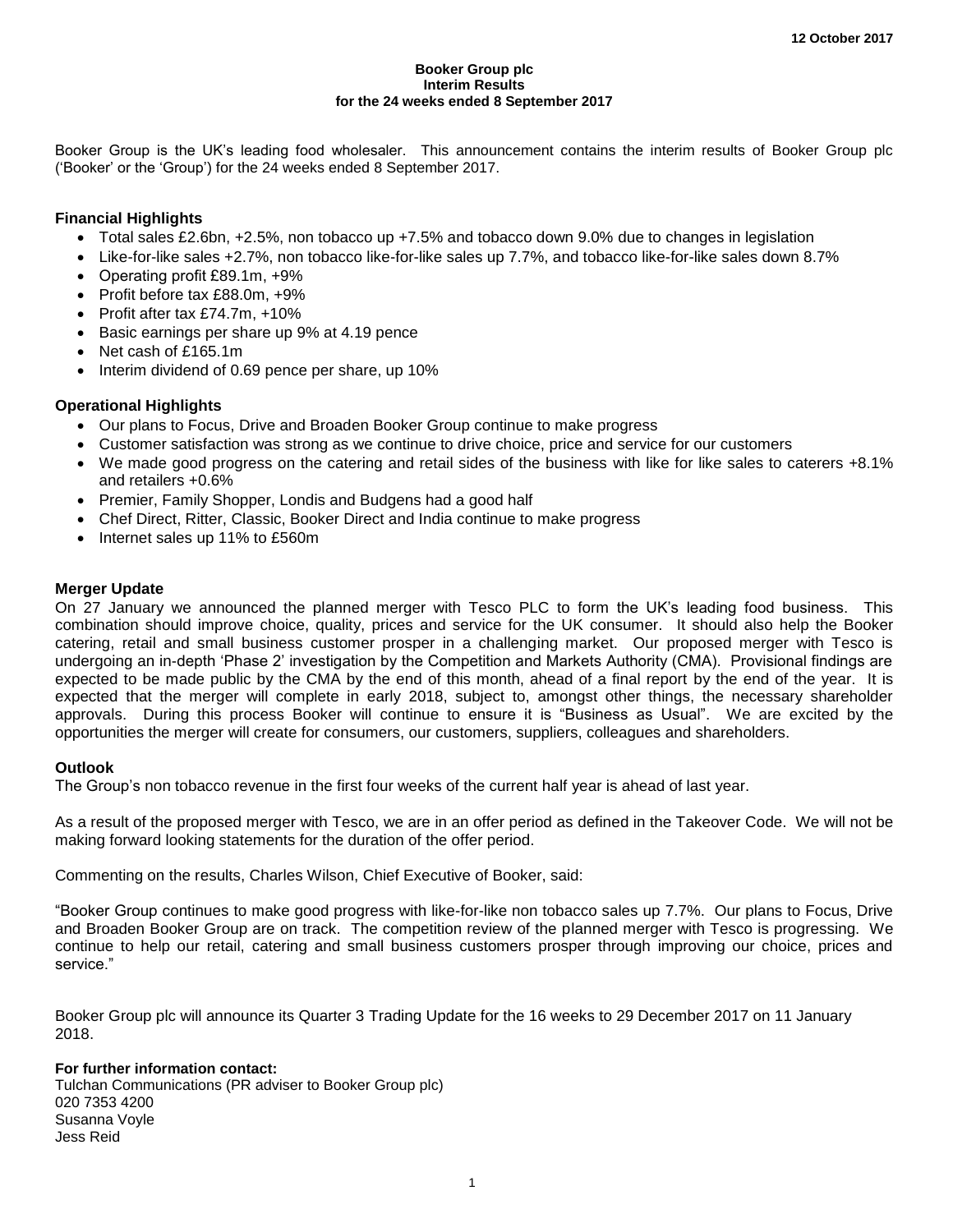12 October 2017

**Booker Group plc**
**Interim Results**
**for the 24 weeks ended 8 September 2017**

Booker Group is the UK's leading food wholesaler. This announcement contains the interim results of Booker Group plc ('Booker' or the 'Group') for the 24 weeks ended 8 September 2017.

## Financial Highlights

- Total sales £2.6bn, +2.5%, non tobacco up +7.5% and tobacco down 9.0% due to changes in legislation
- Like-for-like sales +2.7%, non tobacco like-for-like sales up 7.7%, and tobacco like-for-like sales down 8.7%
- Operating profit £89.1m, +9%
- Profit before tax £88.0m, +9%
- Profit after tax £74.7m, +10%
- Basic earnings per share up 9% at 4.19 pence
- Net cash of £165.1m
- Interim dividend of 0.69 pence per share, up 10%

## Operational Highlights

- Our plans to Focus, Drive and Broaden Booker Group continue to make progress
- Customer satisfaction was strong as we continue to drive choice, price and service for our customers
- We made good progress on the catering and retail sides of the business with like for like sales to caterers +8.1% and retailers +0.6%
- Premier, Family Shopper, Londis and Budgens had a good half
- Chef Direct, Ritter, Classic, Booker Direct and India continue to make progress
- Internet sales up 11% to £560m

## Merger Update

On 27 January we announced the planned merger with Tesco PLC to form the UK's leading food business. This combination should improve choice, quality, prices and service for the UK consumer. It should also help the Booker catering, retail and small business customer prosper in a challenging market. Our proposed merger with Tesco is undergoing an in-depth 'Phase 2' investigation by the Competition and Markets Authority (CMA). Provisional findings are expected to be made public by the CMA by the end of this month, ahead of a final report by the end of the year. It is expected that the merger will complete in early 2018, subject to, amongst other things, the necessary shareholder approvals. During this process Booker will continue to ensure it is "Business as Usual". We are excited by the opportunities the merger will create for consumers, our customers, suppliers, colleagues and shareholders.

## Outlook

The Group's non tobacco revenue in the first four weeks of the current half year is ahead of last year.

As a result of the proposed merger with Tesco, we are in an offer period as defined in the Takeover Code. We will not be making forward looking statements for the duration of the offer period.

Commenting on the results, Charles Wilson, Chief Executive of Booker, said:

"Booker Group continues to make good progress with like-for-like non tobacco sales up 7.7%. Our plans to Focus, Drive and Broaden Booker Group are on track. The competition review of the planned merger with Tesco is progressing. We continue to help our retail, catering and small business customers prosper through improving our choice, prices and service."

Booker Group plc will announce its Quarter 3 Trading Update for the 16 weeks to 29 December 2017 on 11 January 2018.

**For further information contact:**
Tulchan Communications (PR adviser to Booker Group plc)
020 7353 4200
Susanna Voyle
Jess Reid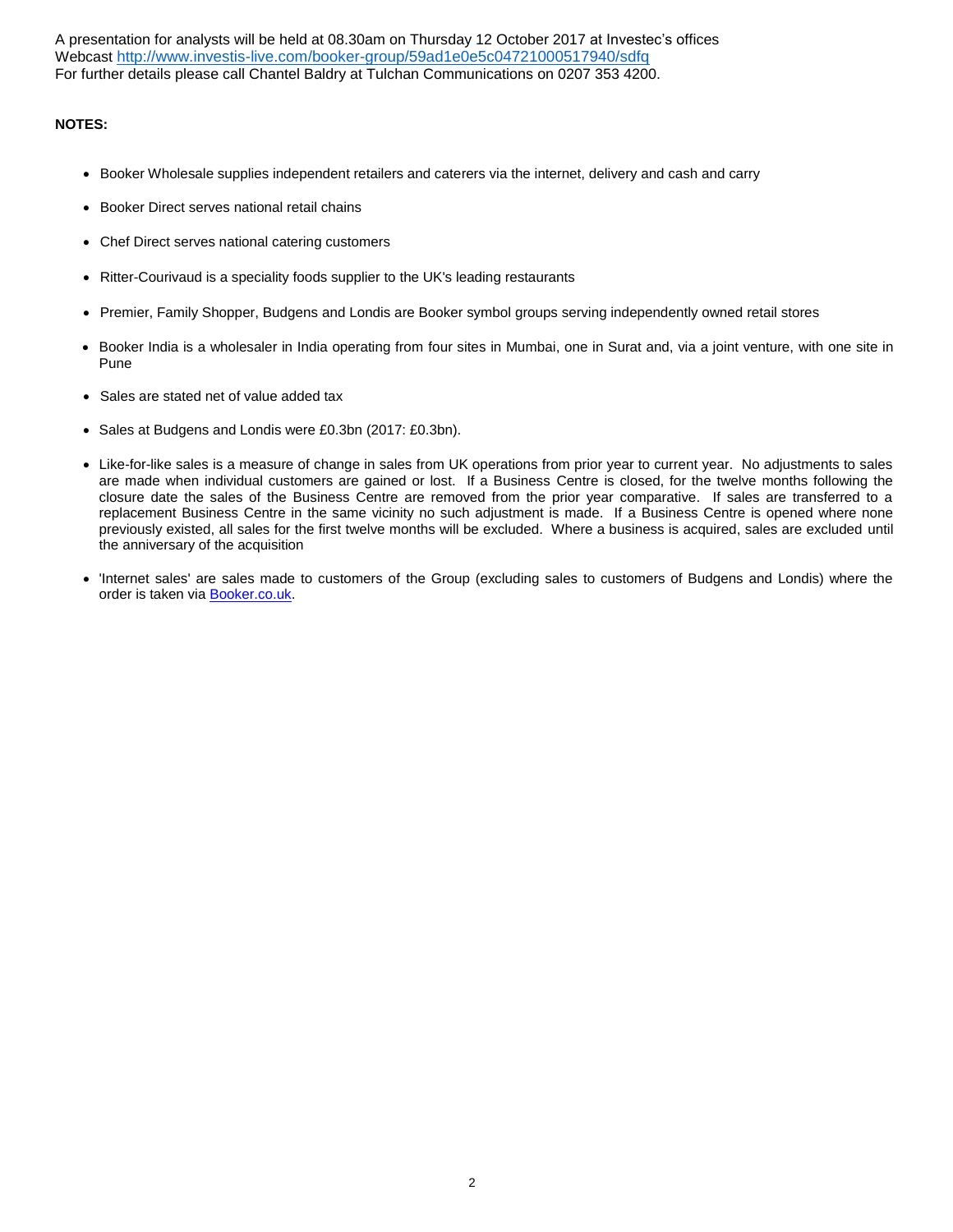A presentation for analysts will be held at 08.30am on Thursday 12 October 2017 at Investec's offices
Webcast http://www.investis-live.com/booker-group/59ad1e0e5c04721000517940/sdfg
For further details please call Chantel Baldry at Tulchan Communications on 0207 353 4200.

**NOTES:**

- Booker Wholesale supplies independent retailers and caterers via the internet, delivery and cash and carry
- Booker Direct serves national retail chains
- Chef Direct serves national catering customers
- Ritter-Courivaud is a speciality foods supplier to the UK's leading restaurants
- Premier, Family Shopper, Budgens and Londis are Booker symbol groups serving independently owned retail stores
- Booker India is a wholesaler in India operating from four sites in Mumbai, one in Surat and, via a joint venture, with one site in Pune
- Sales are stated net of value added tax
- Sales at Budgens and Londis were £0.3bn (2017: £0.3bn).
- Like-for-like sales is a measure of change in sales from UK operations from prior year to current year. No adjustments to sales are made when individual customers are gained or lost. If a Business Centre is closed, for the twelve months following the closure date the sales of the Business Centre are removed from the prior year comparative. If sales are transferred to a replacement Business Centre in the same vicinity no such adjustment is made. If a Business Centre is opened where none previously existed, all sales for the first twelve months will be excluded. Where a business is acquired, sales are excluded until the anniversary of the acquisition
- 'Internet sales' are sales made to customers of the Group (excluding sales to customers of Budgens and Londis) where the order is taken via Booker.co.uk.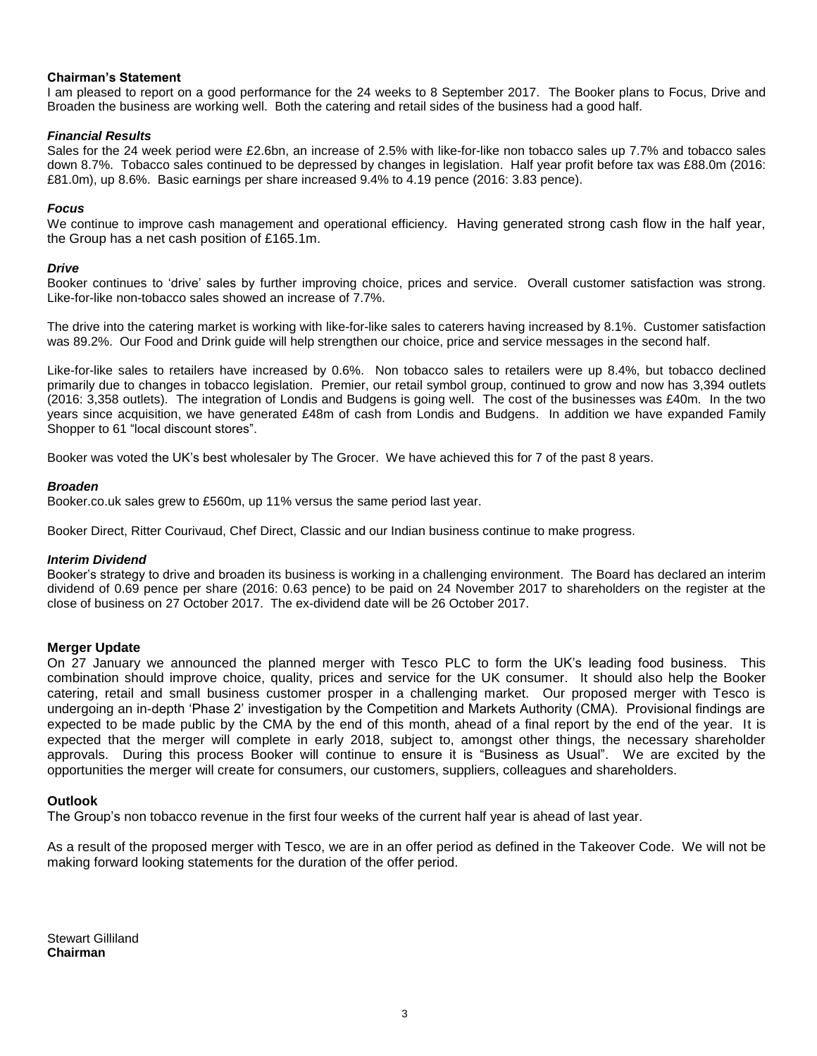## Chairman's Statement

I am pleased to report on a good performance for the 24 weeks to 8 September 2017. The Booker plans to Focus, Drive and Broaden the business are working well. Both the catering and retail sides of the business had a good half.

### *Financial Results*

Sales for the 24 week period were £2.6bn, an increase of 2.5% with like-for-like non tobacco sales up 7.7% and tobacco sales down 8.7%. Tobacco sales continued to be depressed by changes in legislation. Half year profit before tax was £88.0m (2016: £81.0m), up 8.6%. Basic earnings per share increased 9.4% to 4.19 pence (2016: 3.83 pence).

### *Focus*

We continue to improve cash management and operational efficiency. Having generated strong cash flow in the half year, the Group has a net cash position of £165.1m.

### *Drive*

Booker continues to 'drive' sales by further improving choice, prices and service. Overall customer satisfaction was strong. Like-for-like non-tobacco sales showed an increase of 7.7%.

The drive into the catering market is working with like-for-like sales to caterers having increased by 8.1%. Customer satisfaction was 89.2%. Our Food and Drink guide will help strengthen our choice, price and service messages in the second half.

Like-for-like sales to retailers have increased by 0.6%. Non tobacco sales to retailers were up 8.4%, but tobacco declined primarily due to changes in tobacco legislation. Premier, our retail symbol group, continued to grow and now has 3,394 outlets (2016: 3,358 outlets). The integration of Londis and Budgens is going well. The cost of the businesses was £40m. In the two years since acquisition, we have generated £48m of cash from Londis and Budgens. In addition we have expanded Family Shopper to 61 "local discount stores".

Booker was voted the UK's best wholesaler by The Grocer. We have achieved this for 7 of the past 8 years.

### *Broaden*

Booker.co.uk sales grew to £560m, up 11% versus the same period last year.

Booker Direct, Ritter Courivaud, Chef Direct, Classic and our Indian business continue to make progress.

### *Interim Dividend*

Booker's strategy to drive and broaden its business is working in a challenging environment. The Board has declared an interim dividend of 0.69 pence per share (2016: 0.63 pence) to be paid on 24 November 2017 to shareholders on the register at the close of business on 27 October 2017. The ex-dividend date will be 26 October 2017.

## Merger Update

On 27 January we announced the planned merger with Tesco PLC to form the UK's leading food business. This combination should improve choice, quality, prices and service for the UK consumer. It should also help the Booker catering, retail and small business customer prosper in a challenging market. Our proposed merger with Tesco is undergoing an in-depth 'Phase 2' investigation by the Competition and Markets Authority (CMA). Provisional findings are expected to be made public by the CMA by the end of this month, ahead of a final report by the end of the year. It is expected that the merger will complete in early 2018, subject to, amongst other things, the necessary shareholder approvals. During this process Booker will continue to ensure it is "Business as Usual". We are excited by the opportunities the merger will create for consumers, our customers, suppliers, colleagues and shareholders.

## Outlook

The Group's non tobacco revenue in the first four weeks of the current half year is ahead of last year.

As a result of the proposed merger with Tesco, we are in an offer period as defined in the Takeover Code. We will not be making forward looking statements for the duration of the offer period.

Stewart Gilliland
**Chairman**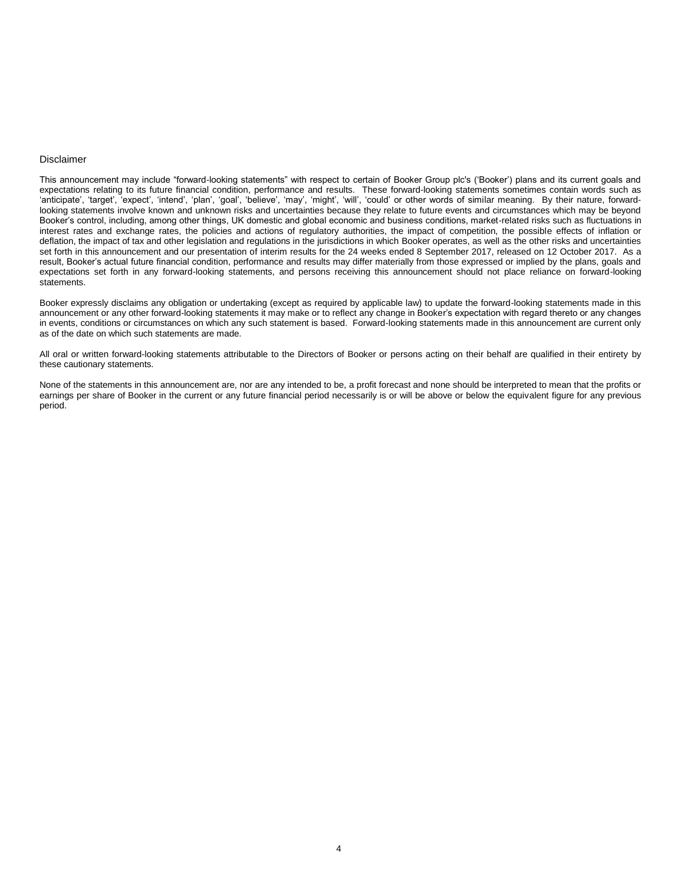Disclaimer

This announcement may include “forward-looking statements” with respect to certain of Booker Group plc's (‘Booker’) plans and its current goals and expectations relating to its future financial condition, performance and results. These forward-looking statements sometimes contain words such as ‘anticipate’, ‘target’, ‘expect’, ‘intend’, ‘plan’, ‘goal’, ‘believe’, ‘may’, ‘might’, ‘will’, ‘could’ or other words of similar meaning. By their nature, forward-looking statements involve known and unknown risks and uncertainties because they relate to future events and circumstances which may be beyond Booker’s control, including, among other things, UK domestic and global economic and business conditions, market-related risks such as fluctuations in interest rates and exchange rates, the policies and actions of regulatory authorities, the impact of competition, the possible effects of inflation or deflation, the impact of tax and other legislation and regulations in the jurisdictions in which Booker operates, as well as the other risks and uncertainties set forth in this announcement and our presentation of interim results for the 24 weeks ended 8 September 2017, released on 12 October 2017. As a result, Booker’s actual future financial condition, performance and results may differ materially from those expressed or implied by the plans, goals and expectations set forth in any forward-looking statements, and persons receiving this announcement should not place reliance on forward-looking statements.

Booker expressly disclaims any obligation or undertaking (except as required by applicable law) to update the forward-looking statements made in this announcement or any other forward-looking statements it may make or to reflect any change in Booker’s expectation with regard thereto or any changes in events, conditions or circumstances on which any such statement is based. Forward-looking statements made in this announcement are current only as of the date on which such statements are made.

All oral or written forward-looking statements attributable to the Directors of Booker or persons acting on their behalf are qualified in their entirety by these cautionary statements.

None of the statements in this announcement are, nor are any intended to be, a profit forecast and none should be interpreted to mean that the profits or earnings per share of Booker in the current or any future financial period necessarily is or will be above or below the equivalent figure for any previous period.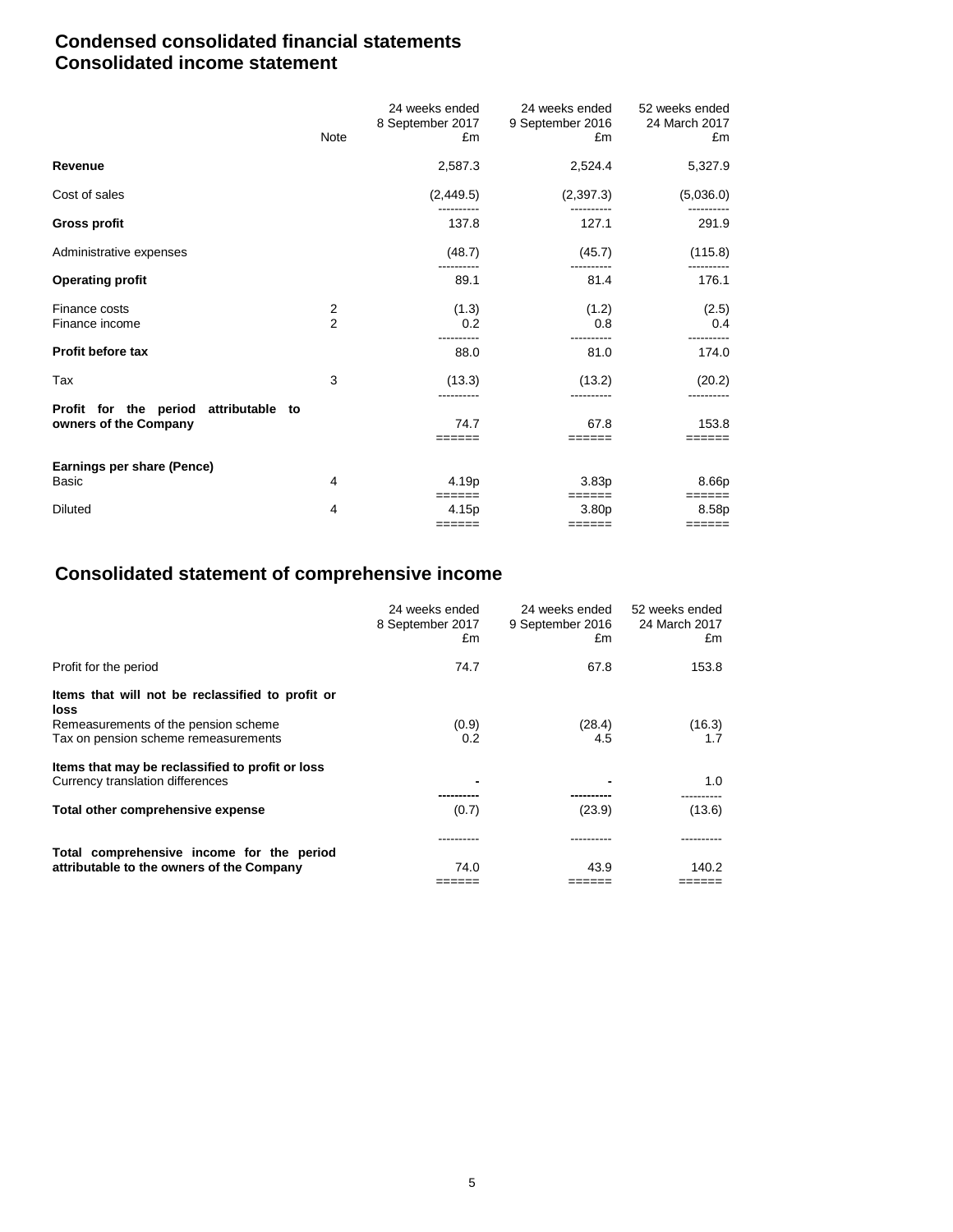# Condensed consolidated financial statements
# Consolidated income statement

| | Note | 24 weeks ended 8 September 2017 £m | 24 weeks ended 9 September 2016 £m | 52 weeks ended 24 March 2017 £m |
|---|---|---|---|---|
| **Revenue** | | 2,587.3 | 2,524.4 | 5,327.9 |
| Cost of sales | | (2,449.5) | (2,397.3) | (5,036.0) |
| **Gross profit** | | 137.8 | 127.1 | 291.9 |
| Administrative expenses | | (48.7) | (45.7) | (115.8) |
| **Operating profit** | | 89.1 | 81.4 | 176.1 |
| Finance costs | 2 | (1.3) | (1.2) | (2.5) |
| Finance income | 2 | 0.2 | 0.8 | 0.4 |
| **Profit before tax** | | 88.0 | 81.0 | 174.0 |
| Tax | 3 | (13.3) | (13.2) | (20.2) |
| **Profit for the period attributable to owners of the Company** | | 74.7 | 67.8 | 153.8 |
| **Earnings per share (Pence)** | | | | |
| Basic | 4 | 4.19p | 3.83p | 8.66p |
| Diluted | 4 | 4.15p | 3.80p | 8.58p |

# Consolidated statement of comprehensive income

| | 24 weeks ended 8 September 2017 £m | 24 weeks ended 9 September 2016 £m | 52 weeks ended 24 March 2017 £m |
|---|---|---|---|
| Profit for the period | 74.7 | 67.8 | 153.8 |
| **Items that will not be reclassified to profit or loss** | | | |
| Remeasurements of the pension scheme | (0.9) | (28.4) | (16.3) |
| Tax on pension scheme remeasurements | 0.2 | 4.5 | 1.7 |
| **Items that may be reclassified to profit or loss** | | | |
| Currency translation differences | - | - | 1.0 |
| **Total other comprehensive expense** | (0.7) | (23.9) | (13.6) |
| **Total comprehensive income for the period attributable to the owners of the Company** | 74.0 | 43.9 | 140.2 |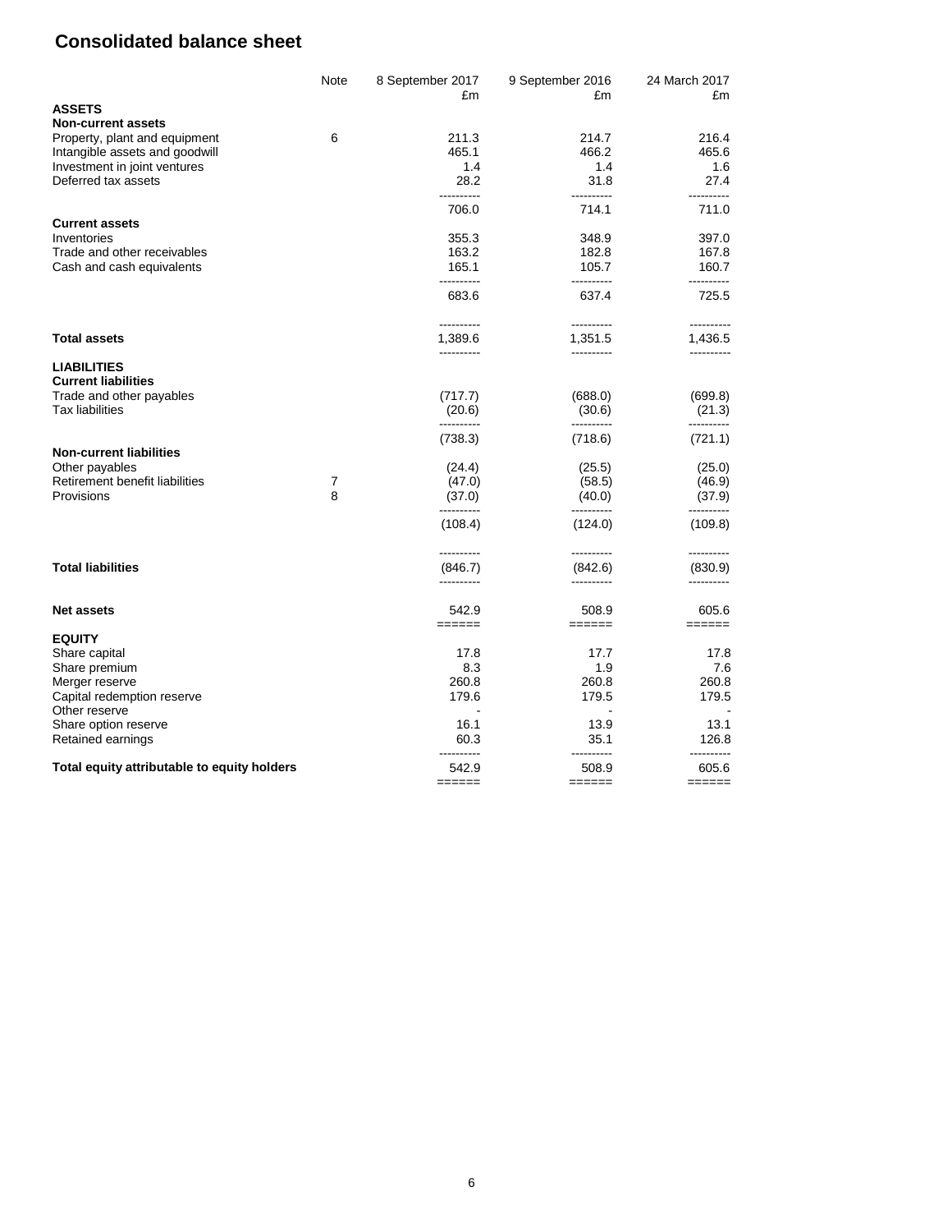# Consolidated balance sheet

| | Note | 8 September 2017 £m | 9 September 2016 £m | 24 March 2017 £m |
|---|---|---|---|---|
| **ASSETS** | | | | |
| **Non-current assets** | | | | |
| Property, plant and equipment | 6 | 211.3 | 214.7 | 216.4 |
| Intangible assets and goodwill | | 465.1 | 466.2 | 465.6 |
| Investment in joint ventures | | 1.4 | 1.4 | 1.6 |
| Deferred tax assets | | 28.2 | 31.8 | 27.4 |
| | | 706.0 | 714.1 | 711.0 |
| **Current assets** | | | | |
| Inventories | | 355.3 | 348.9 | 397.0 |
| Trade and other receivables | | 163.2 | 182.8 | 167.8 |
| Cash and cash equivalents | | 165.1 | 105.7 | 160.7 |
| | | 683.6 | 637.4 | 725.5 |
| **Total assets** | | 1,389.6 | 1,351.5 | 1,436.5 |
| **LIABILITIES** | | | | |
| **Current liabilities** | | | | |
| Trade and other payables | | (717.7) | (688.0) | (699.8) |
| Tax liabilities | | (20.6) | (30.6) | (21.3) |
| | | (738.3) | (718.6) | (721.1) |
| **Non-current liabilities** | | | | |
| Other payables | | (24.4) | (25.5) | (25.0) |
| Retirement benefit liabilities | 7 | (47.0) | (58.5) | (46.9) |
| Provisions | 8 | (37.0) | (40.0) | (37.9) |
| | | (108.4) | (124.0) | (109.8) |
| **Total liabilities** | | (846.7) | (842.6) | (830.9) |
| **Net assets** | | 542.9 | 508.9 | 605.6 |
| **EQUITY** | | | | |
| Share capital | | 17.8 | 17.7 | 17.8 |
| Share premium | | 8.3 | 1.9 | 7.6 |
| Merger reserve | | 260.8 | 260.8 | 260.8 |
| Capital redemption reserve | | 179.6 | 179.5 | 179.5 |
| Other reserve | | - | - | - |
| Share option reserve | | 16.1 | 13.9 | 13.1 |
| Retained earnings | | 60.3 | 35.1 | 126.8 |
| **Total equity attributable to equity holders** | | 542.9 | 508.9 | 605.6 |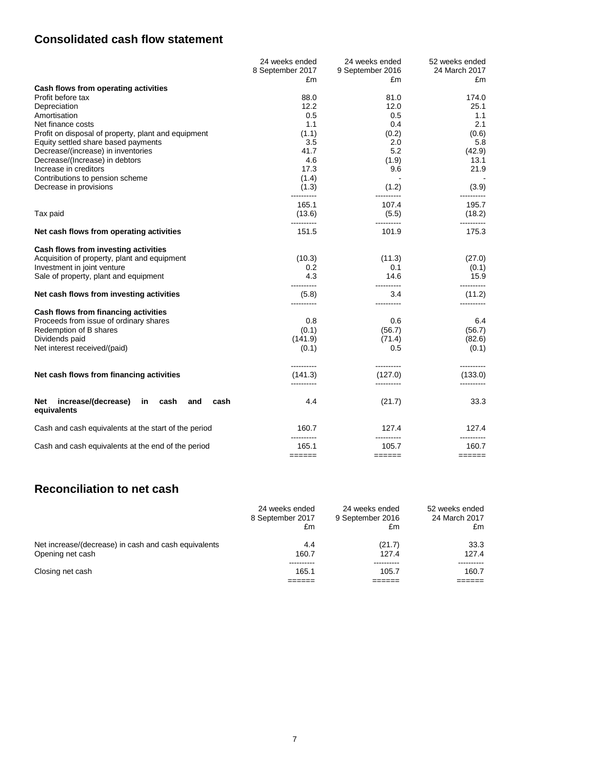## Consolidated cash flow statement

| | 24 weeks ended 8 September 2017 £m | 24 weeks ended 9 September 2016 £m | 52 weeks ended 24 March 2017 £m |
|---|---|---|---|
| **Cash flows from operating activities** | | | |
| Profit before tax | 88.0 | 81.0 | 174.0 |
| Depreciation | 12.2 | 12.0 | 25.1 |
| Amortisation | 0.5 | 0.5 | 1.1 |
| Net finance costs | 1.1 | 0.4 | 2.1 |
| Profit on disposal of property, plant and equipment | (1.1) | (0.2) | (0.6) |
| Equity settled share based payments | 3.5 | 2.0 | 5.8 |
| Decrease/(increase) in inventories | 41.7 | 5.2 | (42.9) |
| Decrease/(Increase) in debtors | 4.6 | (1.9) | 13.1 |
| Increase in creditors | 17.3 | 9.6 | 21.9 |
| Contributions to pension scheme | (1.4) | - | - |
| Decrease in provisions | (1.3) | (1.2) | (3.9) |
| | 165.1 | 107.4 | 195.7 |
| Tax paid | (13.6) | (5.5) | (18.2) |
| **Net cash flows from operating activities** | 151.5 | 101.9 | 175.3 |
| **Cash flows from investing activities** | | | |
| Acquisition of property, plant and equipment | (10.3) | (11.3) | (27.0) |
| Investment in joint venture | 0.2 | 0.1 | (0.1) |
| Sale of property, plant and equipment | 4.3 | 14.6 | 15.9 |
| **Net cash flows from investing activities** | (5.8) | 3.4 | (11.2) |
| **Cash flows from financing activities** | | | |
| Proceeds from issue of ordinary shares | 0.8 | 0.6 | 6.4 |
| Redemption of B shares | (0.1) | (56.7) | (56.7) |
| Dividends paid | (141.9) | (71.4) | (82.6) |
| Net interest received/(paid) | (0.1) | 0.5 | (0.1) |
| **Net cash flows from financing activities** | (141.3) | (127.0) | (133.0) |
| **Net increase/(decrease) in cash and cash equivalents** | 4.4 | (21.7) | 33.3 |
| Cash and cash equivalents at the start of the period | 160.7 | 127.4 | 127.4 |
| Cash and cash equivalents at the end of the period | 165.1 | 105.7 | 160.7 |

## Reconciliation to net cash

| | 24 weeks ended 8 September 2017 £m | 24 weeks ended 9 September 2016 £m | 52 weeks ended 24 March 2017 £m |
|---|---|---|---|
| Net increase/(decrease) in cash and cash equivalents | 4.4 | (21.7) | 33.3 |
| Opening net cash | 160.7 | 127.4 | 127.4 |
| Closing net cash | 165.1 | 105.7 | 160.7 |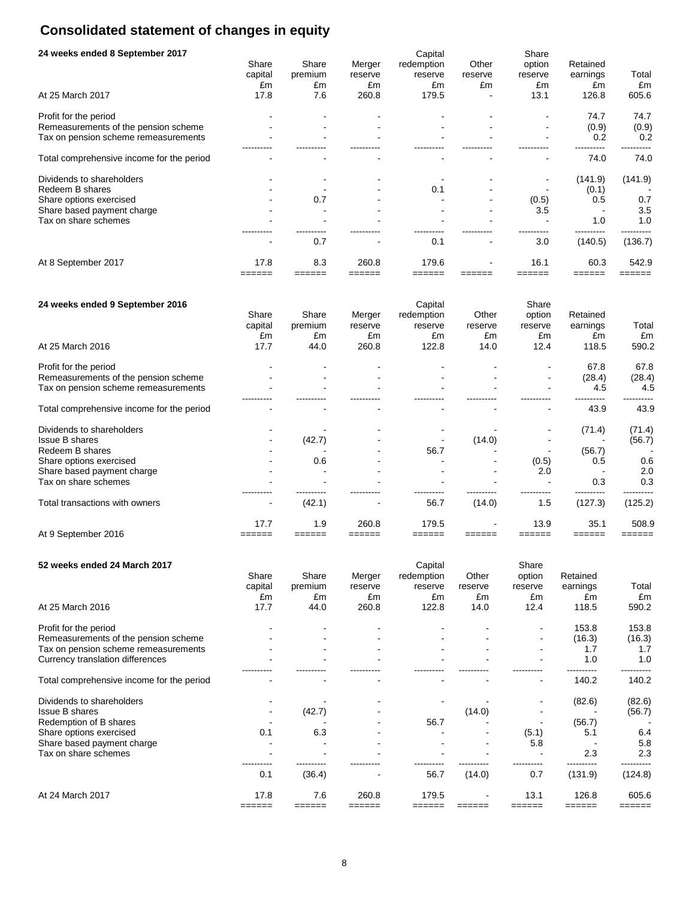# Consolidated statement of changes in equity

**24 weeks ended 8 September 2017**

| | Share capital £m | Share premium £m | Merger reserve £m | Capital redemption reserve £m | Other reserve £m | Share option reserve £m | Retained earnings £m | Total £m |
|---|---|---|---|---|---|---|---|---|
| At 25 March 2017 | 17.8 | 7.6 | 260.8 | 179.5 | - | 13.1 | 126.8 | 605.6 |
| Profit for the period | - | - | - | - | - | - | 74.7 | 74.7 |
| Remeasurements of the pension scheme | - | - | - | - | - | - | (0.9) | (0.9) |
| Tax on pension scheme remeasurements | - | - | - | - | - | - | 0.2 | 0.2 |
| Total comprehensive income for the period | - | - | - | - | - | - | 74.0 | 74.0 |
| Dividends to shareholders | - | - | - | - | - | - | (141.9) | (141.9) |
| Redeem B shares | - | - | - | 0.1 | - | - | (0.1) | - |
| Share options exercised | - | 0.7 | - | - | - | (0.5) | 0.5 | 0.7 |
| Share based payment charge | - | - | - | - | - | 3.5 | - | 3.5 |
| Tax on share schemes | - | - | - | - | - | - | 1.0 | 1.0 |
| | - | 0.7 | - | 0.1 | - | 3.0 | (140.5) | (136.7) |
| At 8 September 2017 | 17.8 | 8.3 | 260.8 | 179.6 | - | 16.1 | 60.3 | 542.9 |

**24 weeks ended 9 September 2016**

| | Share capital £m | Share premium £m | Merger reserve £m | Capital redemption reserve £m | Other reserve £m | Share option reserve £m | Retained earnings £m | Total £m |
|---|---|---|---|---|---|---|---|---|
| At 25 March 2016 | 17.7 | 44.0 | 260.8 | 122.8 | 14.0 | 12.4 | 118.5 | 590.2 |
| Profit for the period | - | - | - | - | - | - | 67.8 | 67.8 |
| Remeasurements of the pension scheme | - | - | - | - | - | - | (28.4) | (28.4) |
| Tax on pension scheme remeasurements | - | - | - | - | - | - | 4.5 | 4.5 |
| Total comprehensive income for the period | - | - | - | - | - | - | 43.9 | 43.9 |
| Dividends to shareholders | - | - | - | - | - | - | (71.4) | (71.4) |
| Issue B shares | - | (42.7) | - | - | (14.0) | - | - | (56.7) |
| Redeem B shares | - | - | - | 56.7 | - | - | (56.7) | - |
| Share options exercised | - | 0.6 | - | - | - | (0.5) | 0.5 | 0.6 |
| Share based payment charge | - | - | - | - | - | 2.0 | - | 2.0 |
| Tax on share schemes | - | - | - | - | - | - | 0.3 | 0.3 |
| Total transactions with owners | - | (42.1) | - | 56.7 | (14.0) | 1.5 | (127.3) | (125.2) |
| At 9 September 2016 | 17.7 | 1.9 | 260.8 | 179.5 | - | 13.9 | 35.1 | 508.9 |

**52 weeks ended 24 March 2017**

| | Share capital £m | Share premium £m | Merger reserve £m | Capital redemption reserve £m | Other reserve £m | Share option reserve £m | Retained earnings £m | Total £m |
|---|---|---|---|---|---|---|---|---|
| At 25 March 2016 | 17.7 | 44.0 | 260.8 | 122.8 | 14.0 | 12.4 | 118.5 | 590.2 |
| Profit for the period | - | - | - | - | - | - | 153.8 | 153.8 |
| Remeasurements of the pension scheme | - | - | - | - | - | - | (16.3) | (16.3) |
| Tax on pension scheme remeasurements | - | - | - | - | - | - | 1.7 | 1.7 |
| Currency translation differences | - | - | - | - | - | - | 1.0 | 1.0 |
| Total comprehensive income for the period | - | - | - | - | - | - | 140.2 | 140.2 |
| Dividends to shareholders | - | - | - | - | - | - | (82.6) | (82.6) |
| Issue B shares | - | (42.7) | - | - | (14.0) | - | - | (56.7) |
| Redemption of B shares | - | - | - | 56.7 | - | - | (56.7) | - |
| Share options exercised | 0.1 | 6.3 | - | - | - | (5.1) | 5.1 | 6.4 |
| Share based payment charge | - | - | - | - | - | 5.8 | - | 5.8 |
| Tax on share schemes | - | - | - | - | - | - | 2.3 | 2.3 |
| | 0.1 | (36.4) | - | 56.7 | (14.0) | 0.7 | (131.9) | (124.8) |
| At 24 March 2017 | 17.8 | 7.6 | 260.8 | 179.5 | - | 13.1 | 126.8 | 605.6 |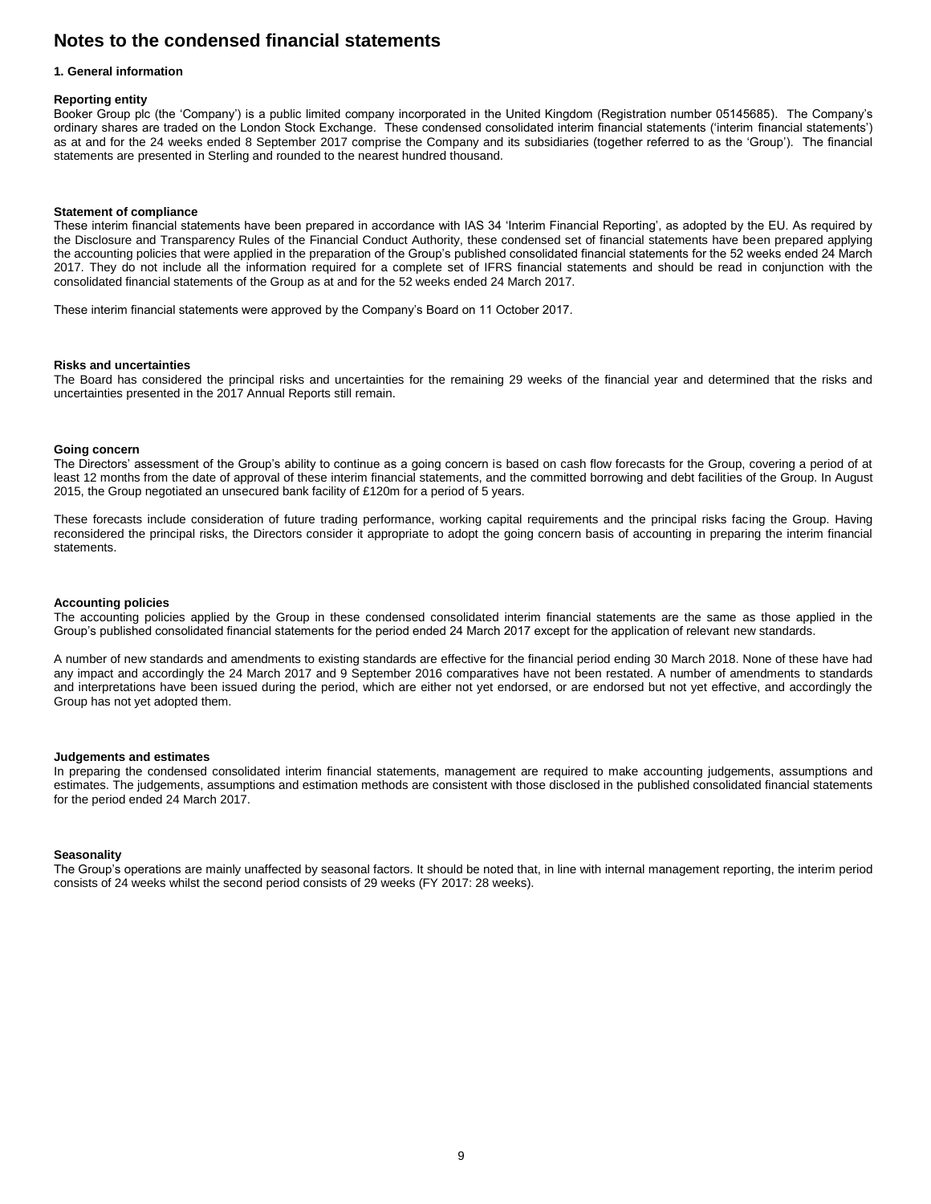# Notes to the condensed financial statements

### 1. General information

**Reporting entity**
Booker Group plc (the 'Company') is a public limited company incorporated in the United Kingdom (Registration number 05145685). The Company's ordinary shares are traded on the London Stock Exchange. These condensed consolidated interim financial statements ('interim financial statements') as at and for the 24 weeks ended 8 September 2017 comprise the Company and its subsidiaries (together referred to as the 'Group'). The financial statements are presented in Sterling and rounded to the nearest hundred thousand.

**Statement of compliance**
These interim financial statements have been prepared in accordance with IAS 34 'Interim Financial Reporting', as adopted by the EU. As required by the Disclosure and Transparency Rules of the Financial Conduct Authority, these condensed set of financial statements have been prepared applying the accounting policies that were applied in the preparation of the Group's published consolidated financial statements for the 52 weeks ended 24 March 2017. They do not include all the information required for a complete set of IFRS financial statements and should be read in conjunction with the consolidated financial statements of the Group as at and for the 52 weeks ended 24 March 2017.

These interim financial statements were approved by the Company's Board on 11 October 2017.

**Risks and uncertainties**
The Board has considered the principal risks and uncertainties for the remaining 29 weeks of the financial year and determined that the risks and uncertainties presented in the 2017 Annual Reports still remain.

**Going concern**
The Directors' assessment of the Group's ability to continue as a going concern is based on cash flow forecasts for the Group, covering a period of at least 12 months from the date of approval of these interim financial statements, and the committed borrowing and debt facilities of the Group. In August 2015, the Group negotiated an unsecured bank facility of £120m for a period of 5 years.

These forecasts include consideration of future trading performance, working capital requirements and the principal risks facing the Group. Having reconsidered the principal risks, the Directors consider it appropriate to adopt the going concern basis of accounting in preparing the interim financial statements.

**Accounting policies**
The accounting policies applied by the Group in these condensed consolidated interim financial statements are the same as those applied in the Group's published consolidated financial statements for the period ended 24 March 2017 except for the application of relevant new standards.

A number of new standards and amendments to existing standards are effective for the financial period ending 30 March 2018. None of these have had any impact and accordingly the 24 March 2017 and 9 September 2016 comparatives have not been restated. A number of amendments to standards and interpretations have been issued during the period, which are either not yet endorsed, or are endorsed but not yet effective, and accordingly the Group has not yet adopted them.

**Judgements and estimates**
In preparing the condensed consolidated interim financial statements, management are required to make accounting judgements, assumptions and estimates. The judgements, assumptions and estimation methods are consistent with those disclosed in the published consolidated financial statements for the period ended 24 March 2017.

**Seasonality**
The Group's operations are mainly unaffected by seasonal factors. It should be noted that, in line with internal management reporting, the interim period consists of 24 weeks whilst the second period consists of 29 weeks (FY 2017: 28 weeks).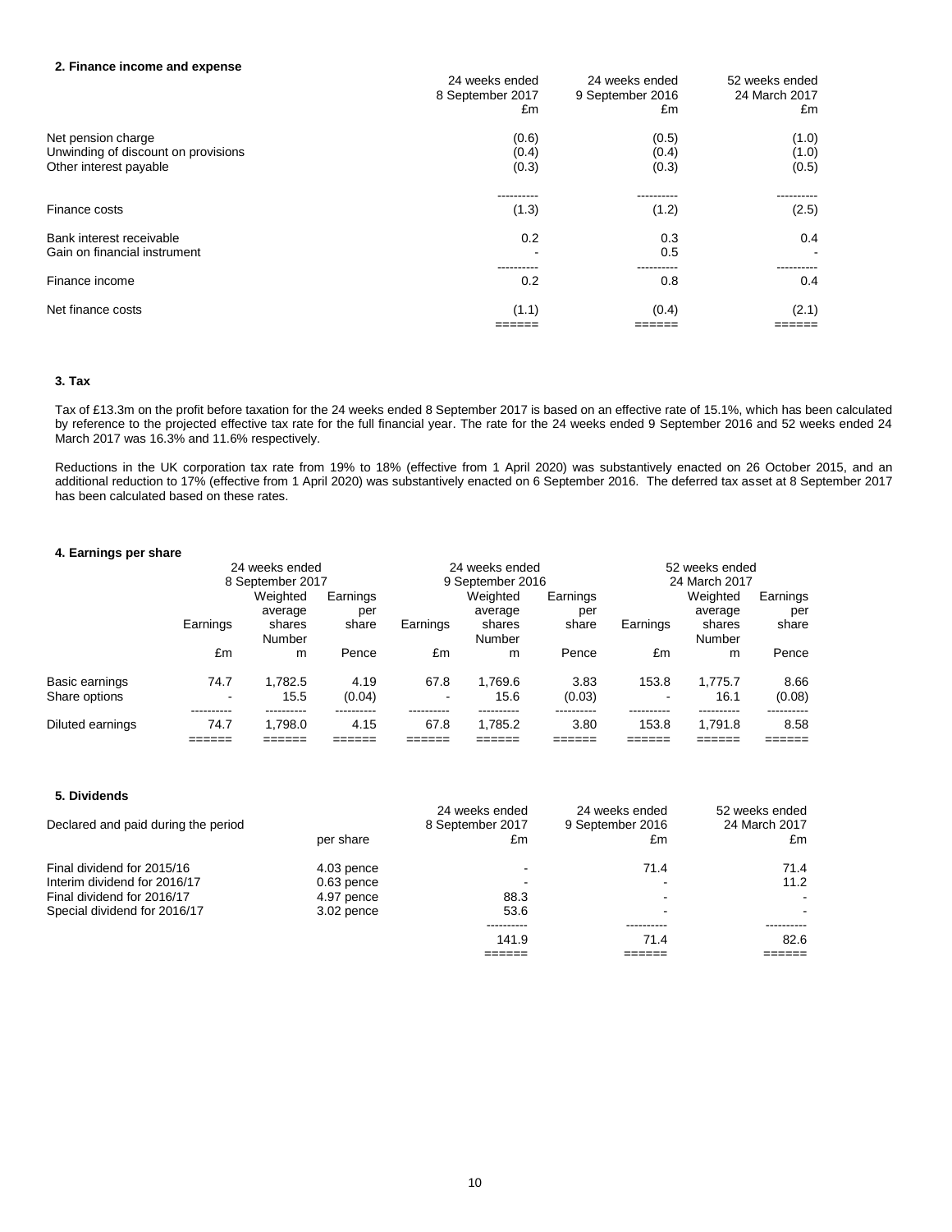## 2. Finance income and expense

| | 24 weeks ended 8 September 2017 £m | 24 weeks ended 9 September 2016 £m | 52 weeks ended 24 March 2017 £m |
|---|---|---|---|
| Net pension charge | (0.6) | (0.5) | (1.0) |
| Unwinding of discount on provisions | (0.4) | (0.4) | (1.0) |
| Other interest payable | (0.3) | (0.3) | (0.5) |
| Finance costs | (1.3) | (1.2) | (2.5) |
| Bank interest receivable | 0.2 | 0.3 | 0.4 |
| Gain on financial instrument | - | 0.5 | - |
| Finance income | 0.2 | 0.8 | 0.4 |
| Net finance costs | (1.1) | (0.4) | (2.1) |

## 3. Tax

Tax of £13.3m on the profit before taxation for the 24 weeks ended 8 September 2017 is based on an effective rate of 15.1%, which has been calculated by reference to the projected effective tax rate for the full financial year. The rate for the 24 weeks ended 9 September 2016 and 52 weeks ended 24 March 2017 was 16.3% and 11.6% respectively.

Reductions in the UK corporation tax rate from 19% to 18% (effective from 1 April 2020) was substantively enacted on 26 October 2015, and an additional reduction to 17% (effective from 1 April 2020) was substantively enacted on 6 September 2016. The deferred tax asset at 8 September 2017 has been calculated based on these rates.

## 4. Earnings per share

| | 24 weeks ended 8 September 2017 | | | 24 weeks ended 9 September 2016 | | | 52 weeks ended 24 March 2017 | | |
|---|---|---|---|---|---|---|---|---|---|
| | Earnings £m | Weighted average shares Number m | Earnings per share Pence | Earnings £m | Weighted average shares Number m | Earnings per share Pence | Earnings £m | Weighted average shares Number m | Earnings per share Pence |
| Basic earnings | 74.7 | 1,782.5 | 4.19 | 67.8 | 1,769.6 | 3.83 | 153.8 | 1,775.7 | 8.66 |
| Share options | - | 15.5 | (0.04) | - | 15.6 | (0.03) | - | 16.1 | (0.08) |
| Diluted earnings | 74.7 | 1,798.0 | 4.15 | 67.8 | 1,785.2 | 3.80 | 153.8 | 1,791.8 | 8.58 |

## 5. Dividends

| Declared and paid during the period | per share | 24 weeks ended 8 September 2017 £m | 24 weeks ended 9 September 2016 £m | 52 weeks ended 24 March 2017 £m |
|---|---|---|---|---|
| Final dividend for 2015/16 | 4.03 pence | - | 71.4 | 71.4 |
| Interim dividend for 2016/17 | 0.63 pence | - | - | 11.2 |
| Final dividend for 2016/17 | 4.97 pence | 88.3 | - | - |
| Special dividend for 2016/17 | 3.02 pence | 53.6 | - | - |
| | | 141.9 | 71.4 | 82.6 |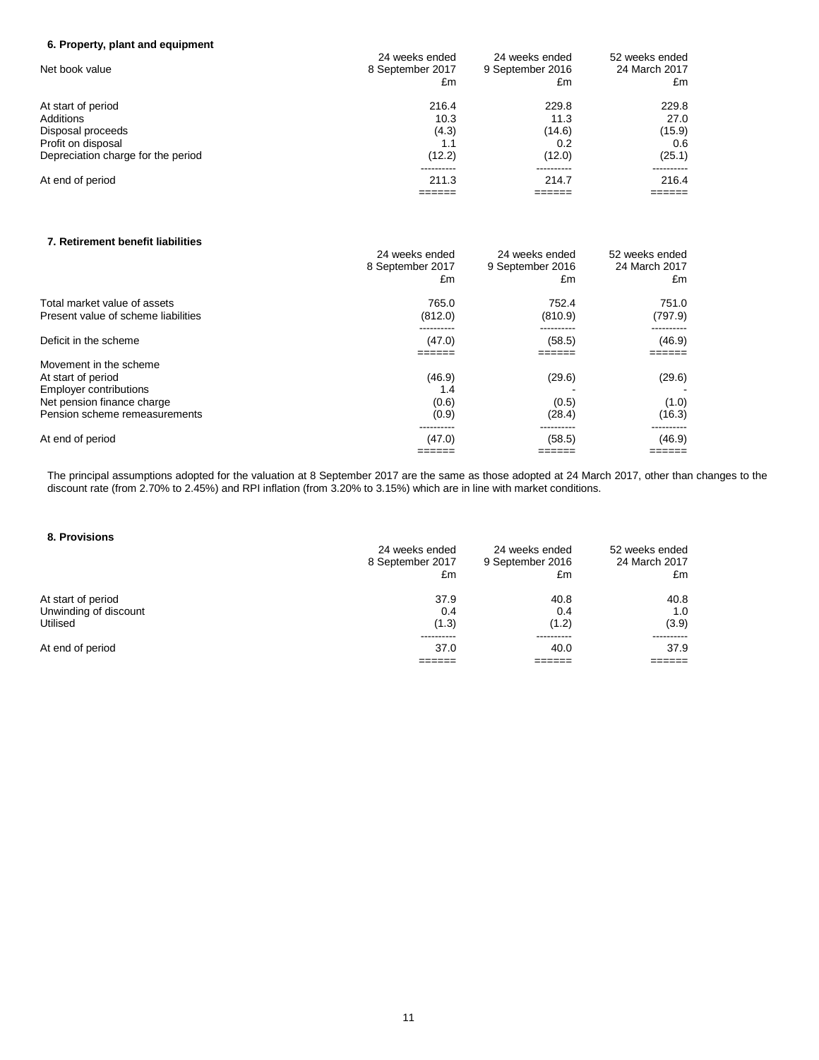### 6. Property, plant and equipment

| Net book value | 24 weeks ended 8 September 2017 £m | 24 weeks ended 9 September 2016 £m | 52 weeks ended 24 March 2017 £m |
|---|---|---|---|
| At start of period | 216.4 | 229.8 | 229.8 |
| Additions | 10.3 | 11.3 | 27.0 |
| Disposal proceeds | (4.3) | (14.6) | (15.9) |
| Profit on disposal | 1.1 | 0.2 | 0.6 |
| Depreciation charge for the period | (12.2) | (12.0) | (25.1) |
| At end of period | 211.3 | 214.7 | 216.4 |

### 7. Retirement benefit liabilities

| | 24 weeks ended 8 September 2017 £m | 24 weeks ended 9 September 2016 £m | 52 weeks ended 24 March 2017 £m |
|---|---|---|---|
| Total market value of assets | 765.0 | 752.4 | 751.0 |
| Present value of scheme liabilities | (812.0) | (810.9) | (797.9) |
| Deficit in the scheme | (47.0) | (58.5) | (46.9) |
| Movement in the scheme | | | |
| At start of period | (46.9) | (29.6) | (29.6) |
| Employer contributions | 1.4 | - | - |
| Net pension finance charge | (0.6) | (0.5) | (1.0) |
| Pension scheme remeasurements | (0.9) | (28.4) | (16.3) |
| At end of period | (47.0) | (58.5) | (46.9) |

The principal assumptions adopted for the valuation at 8 September 2017 are the same as those adopted at 24 March 2017, other than changes to the discount rate (from 2.70% to 2.45%) and RPI inflation (from 3.20% to 3.15%) which are in line with market conditions.

### 8. Provisions

| | 24 weeks ended 8 September 2017 £m | 24 weeks ended 9 September 2016 £m | 52 weeks ended 24 March 2017 £m |
|---|---|---|---|
| At start of period | 37.9 | 40.8 | 40.8 |
| Unwinding of discount | 0.4 | 0.4 | 1.0 |
| Utilised | (1.3) | (1.2) | (3.9) |
| At end of period | 37.0 | 40.0 | 37.9 |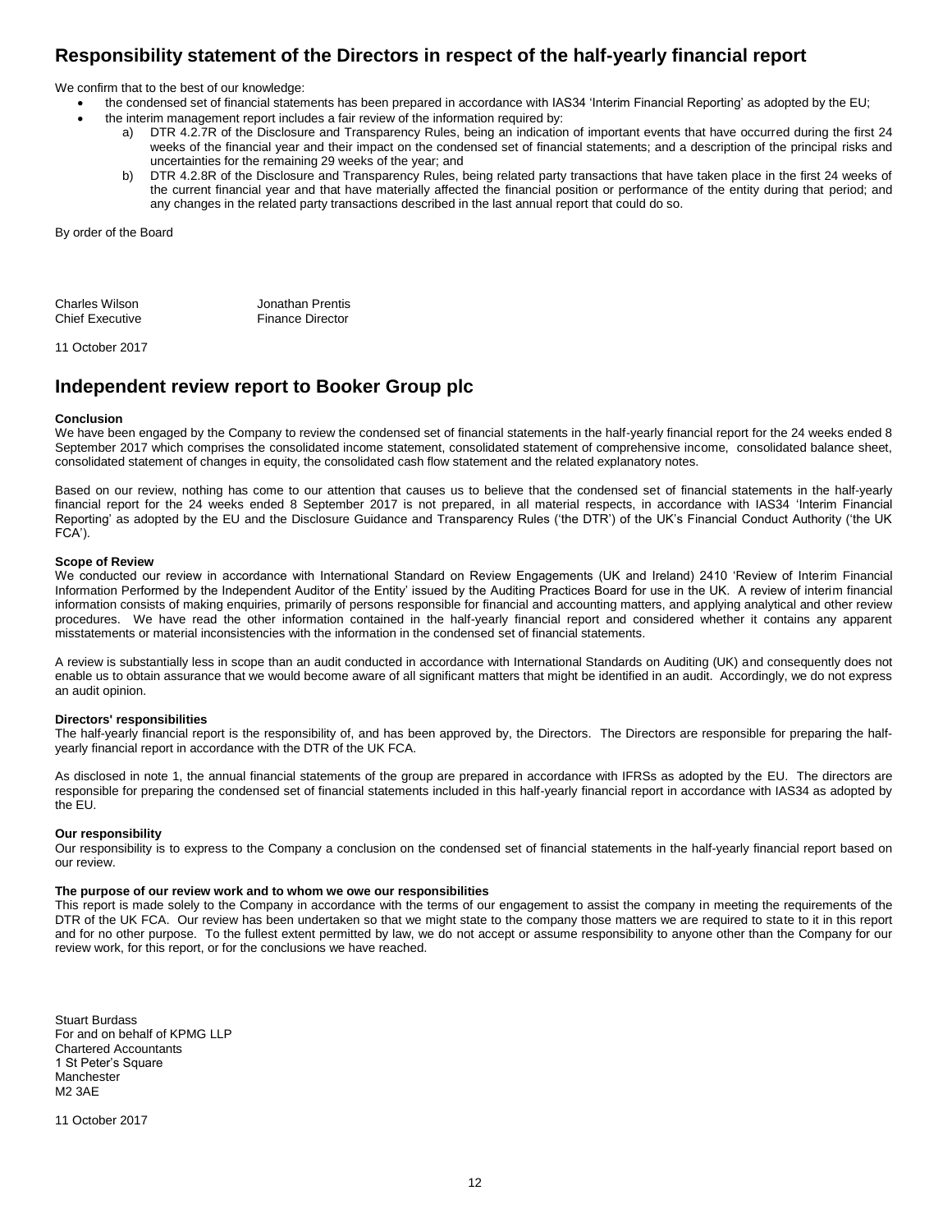## Responsibility statement of the Directors in respect of the half-yearly financial report

We confirm that to the best of our knowledge:

- the condensed set of financial statements has been prepared in accordance with IAS34 'Interim Financial Reporting' as adopted by the EU;
- the interim management report includes a fair review of the information required by:
  - a) DTR 4.2.7R of the Disclosure and Transparency Rules, being an indication of important events that have occurred during the first 24 weeks of the financial year and their impact on the condensed set of financial statements; and a description of the principal risks and uncertainties for the remaining 29 weeks of the year; and
  - b) DTR 4.2.8R of the Disclosure and Transparency Rules, being related party transactions that have taken place in the first 24 weeks of the current financial year and that have materially affected the financial position or performance of the entity during that period; and any changes in the related party transactions described in the last annual report that could do so.

By order of the Board

Charles Wilson
Chief Executive

Jonathan Prentis
Finance Director

11 October 2017

## Independent review report to Booker Group plc

**Conclusion**

We have been engaged by the Company to review the condensed set of financial statements in the half-yearly financial report for the 24 weeks ended 8 September 2017 which comprises the consolidated income statement, consolidated statement of comprehensive income, consolidated balance sheet, consolidated statement of changes in equity, the consolidated cash flow statement and the related explanatory notes.

Based on our review, nothing has come to our attention that causes us to believe that the condensed set of financial statements in the half-yearly financial report for the 24 weeks ended 8 September 2017 is not prepared, in all material respects, in accordance with IAS34 'Interim Financial Reporting' as adopted by the EU and the Disclosure Guidance and Transparency Rules ('the DTR') of the UK's Financial Conduct Authority ('the UK FCA').

**Scope of Review**

We conducted our review in accordance with International Standard on Review Engagements (UK and Ireland) 2410 'Review of Interim Financial Information Performed by the Independent Auditor of the Entity' issued by the Auditing Practices Board for use in the UK. A review of interim financial information consists of making enquiries, primarily of persons responsible for financial and accounting matters, and applying analytical and other review procedures. We have read the other information contained in the half-yearly financial report and considered whether it contains any apparent misstatements or material inconsistencies with the information in the condensed set of financial statements.

A review is substantially less in scope than an audit conducted in accordance with International Standards on Auditing (UK) and consequently does not enable us to obtain assurance that we would become aware of all significant matters that might be identified in an audit. Accordingly, we do not express an audit opinion.

**Directors' responsibilities**

The half-yearly financial report is the responsibility of, and has been approved by, the Directors. The Directors are responsible for preparing the half-yearly financial report in accordance with the DTR of the UK FCA.

As disclosed in note 1, the annual financial statements of the group are prepared in accordance with IFRSs as adopted by the EU. The directors are responsible for preparing the condensed set of financial statements included in this half-yearly financial report in accordance with IAS34 as adopted by the EU.

**Our responsibility**

Our responsibility is to express to the Company a conclusion on the condensed set of financial statements in the half-yearly financial report based on our review.

**The purpose of our review work and to whom we owe our responsibilities**

This report is made solely to the Company in accordance with the terms of our engagement to assist the company in meeting the requirements of the DTR of the UK FCA. Our review has been undertaken so that we might state to the company those matters we are required to state to it in this report and for no other purpose. To the fullest extent permitted by law, we do not accept or assume responsibility to anyone other than the Company for our review work, for this report, or for the conclusions we have reached.

Stuart Burdass
For and on behalf of KPMG LLP
Chartered Accountants
1 St Peter's Square
Manchester
M2 3AE

11 October 2017